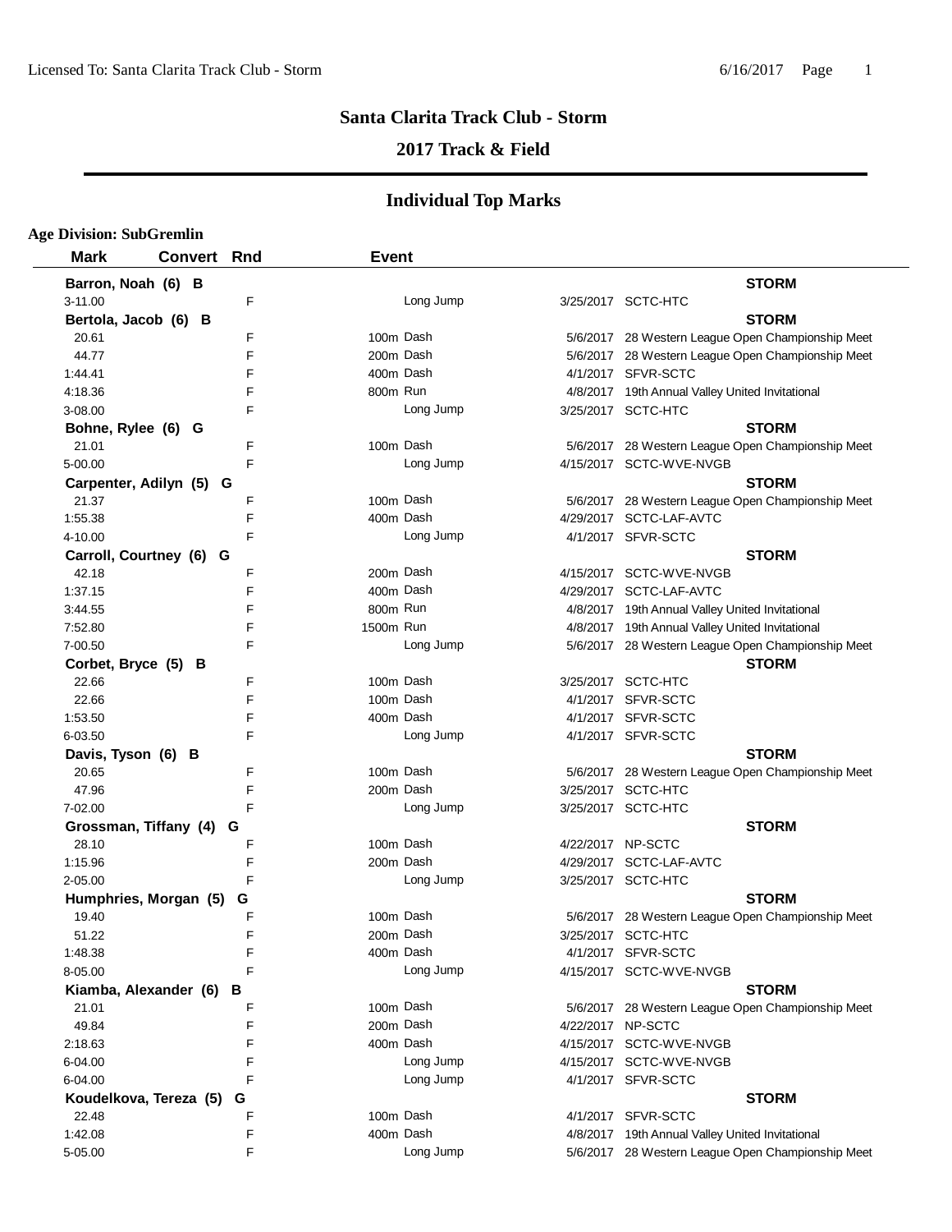# Santa Clarita Track Club - Storm

## 2017 Track & Field

## Individual Top Marks

**Age Division: SubGremlin**

| Mark | Convert | Rnd | Event | | |
|---|---|---|---|---|---|
| **Barron, Noah (6) B** | | | | | **STORM** |
| 3-11.00 | | F | Long Jump | 3/25/2017 | SCTC-HTC |
| **Bertola, Jacob (6) B** | | | | | **STORM** |
| 20.61 | | F | 100m Dash | 5/6/2017 | 28 Western League Open Championship Meet |
| 44.77 | | F | 200m Dash | 5/6/2017 | 28 Western League Open Championship Meet |
| 1:44.41 | | F | 400m Dash | 4/1/2017 | SFVR-SCTC |
| 4:18.36 | | F | 800m Run | 4/8/2017 | 19th Annual Valley United Invitational |
| 3-08.00 | | F | Long Jump | 3/25/2017 | SCTC-HTC |
| **Bohne, Rylee (6) G** | | | | | **STORM** |
| 21.01 | | F | 100m Dash | 5/6/2017 | 28 Western League Open Championship Meet |
| 5-00.00 | | F | Long Jump | 4/15/2017 | SCTC-WVE-NVGB |
| **Carpenter, Adilyn (5) G** | | | | | **STORM** |
| 21.37 | | F | 100m Dash | 5/6/2017 | 28 Western League Open Championship Meet |
| 1:55.38 | | F | 400m Dash | 4/29/2017 | SCTC-LAF-AVTC |
| 4-10.00 | | F | Long Jump | 4/1/2017 | SFVR-SCTC |
| **Carroll, Courtney (6) G** | | | | | **STORM** |
| 42.18 | | F | 200m Dash | 4/15/2017 | SCTC-WVE-NVGB |
| 1:37.15 | | F | 400m Dash | 4/29/2017 | SCTC-LAF-AVTC |
| 3:44.55 | | F | 800m Run | 4/8/2017 | 19th Annual Valley United Invitational |
| 7:52.80 | | F | 1500m Run | 4/8/2017 | 19th Annual Valley United Invitational |
| 7-00.50 | | F | Long Jump | 5/6/2017 | 28 Western League Open Championship Meet |
| **Corbet, Bryce (5) B** | | | | | **STORM** |
| 22.66 | | F | 100m Dash | 3/25/2017 | SCTC-HTC |
| 22.66 | | F | 100m Dash | 4/1/2017 | SFVR-SCTC |
| 1:53.50 | | F | 400m Dash | 4/1/2017 | SFVR-SCTC |
| 6-03.50 | | F | Long Jump | 4/1/2017 | SFVR-SCTC |
| **Davis, Tyson (6) B** | | | | | **STORM** |
| 20.65 | | F | 100m Dash | 5/6/2017 | 28 Western League Open Championship Meet |
| 47.96 | | F | 200m Dash | 3/25/2017 | SCTC-HTC |
| 7-02.00 | | F | Long Jump | 3/25/2017 | SCTC-HTC |
| **Grossman, Tiffany (4) G** | | | | | **STORM** |
| 28.10 | | F | 100m Dash | 4/22/2017 | NP-SCTC |
| 1:15.96 | | F | 200m Dash | 4/29/2017 | SCTC-LAF-AVTC |
| 2-05.00 | | F | Long Jump | 3/25/2017 | SCTC-HTC |
| **Humphries, Morgan (5) G** | | | | | **STORM** |
| 19.40 | | F | 100m Dash | 5/6/2017 | 28 Western League Open Championship Meet |
| 51.22 | | F | 200m Dash | 3/25/2017 | SCTC-HTC |
| 1:48.38 | | F | 400m Dash | 4/1/2017 | SFVR-SCTC |
| 8-05.00 | | F | Long Jump | 4/15/2017 | SCTC-WVE-NVGB |
| **Kiamba, Alexander (6) B** | | | | | **STORM** |
| 21.01 | | F | 100m Dash | 5/6/2017 | 28 Western League Open Championship Meet |
| 49.84 | | F | 200m Dash | 4/22/2017 | NP-SCTC |
| 2:18.63 | | F | 400m Dash | 4/15/2017 | SCTC-WVE-NVGB |
| 6-04.00 | | F | Long Jump | 4/15/2017 | SCTC-WVE-NVGB |
| 6-04.00 | | F | Long Jump | 4/1/2017 | SFVR-SCTC |
| **Koudelkova, Tereza (5) G** | | | | | **STORM** |
| 22.48 | | F | 100m Dash | 4/1/2017 | SFVR-SCTC |
| 1:42.08 | | F | 400m Dash | 4/8/2017 | 19th Annual Valley United Invitational |
| 5-05.00 | | F | Long Jump | 5/6/2017 | 28 Western League Open Championship Meet |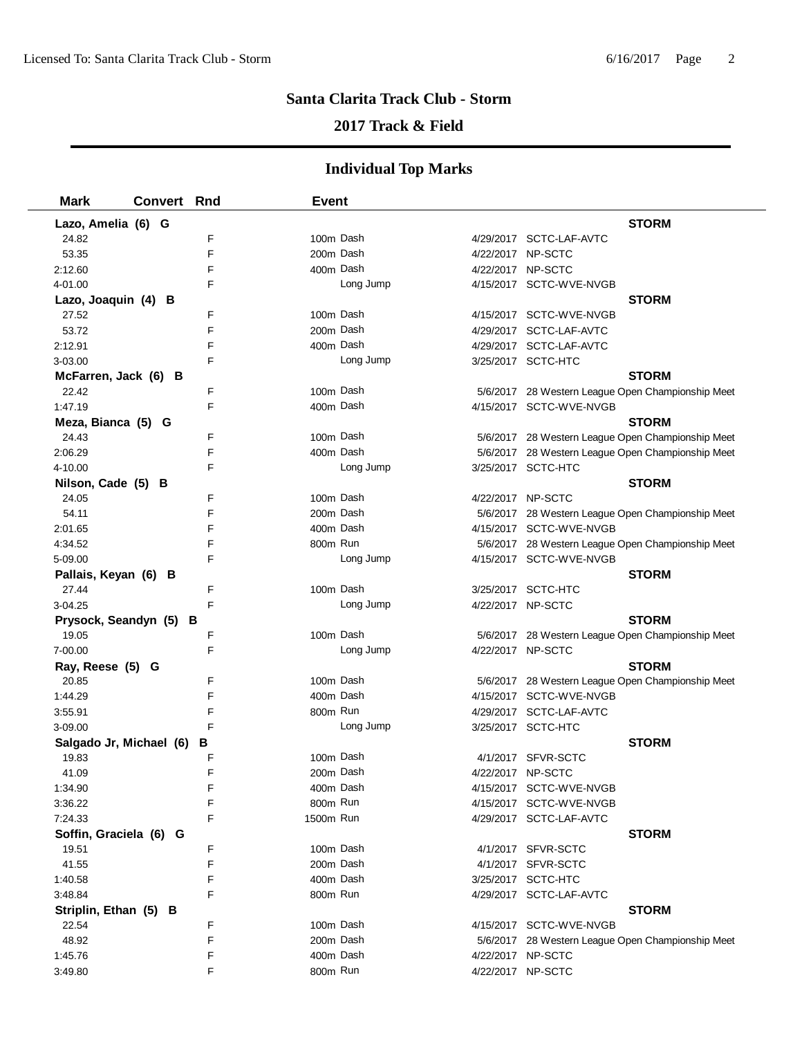## Santa Clarita Track Club - Storm

### 2017 Track & Field

### Individual Top Marks

| Mark | Convert | Rnd | Event | Date | Meet |
|---|---|---|---|---|---|
| **Lazo, Amelia (6) G** | | | | | **STORM** |
| 24.82 | | F | 100m Dash | 4/29/2017 | SCTC-LAF-AVTC |
| 53.35 | | F | 200m Dash | 4/22/2017 | NP-SCTC |
| 2:12.60 | | F | 400m Dash | 4/22/2017 | NP-SCTC |
| 4-01.00 | | F | Long Jump | 4/15/2017 | SCTC-WVE-NVGB |
| **Lazo, Joaquin (4) B** | | | | | **STORM** |
| 27.52 | | F | 100m Dash | 4/15/2017 | SCTC-WVE-NVGB |
| 53.72 | | F | 200m Dash | 4/29/2017 | SCTC-LAF-AVTC |
| 2:12.91 | | F | 400m Dash | 4/29/2017 | SCTC-LAF-AVTC |
| 3-03.00 | | F | Long Jump | 3/25/2017 | SCTC-HTC |
| **McFarren, Jack (6) B** | | | | | **STORM** |
| 22.42 | | F | 100m Dash | 5/6/2017 | 28 Western League Open Championship Meet |
| 1:47.19 | | F | 400m Dash | 4/15/2017 | SCTC-WVE-NVGB |
| **Meza, Bianca (5) G** | | | | | **STORM** |
| 24.43 | | F | 100m Dash | 5/6/2017 | 28 Western League Open Championship Meet |
| 2:06.29 | | F | 400m Dash | 5/6/2017 | 28 Western League Open Championship Meet |
| 4-10.00 | | F | Long Jump | 3/25/2017 | SCTC-HTC |
| **Nilson, Cade (5) B** | | | | | **STORM** |
| 24.05 | | F | 100m Dash | 4/22/2017 | NP-SCTC |
| 54.11 | | F | 200m Dash | 5/6/2017 | 28 Western League Open Championship Meet |
| 2:01.65 | | F | 400m Dash | 4/15/2017 | SCTC-WVE-NVGB |
| 4:34.52 | | F | 800m Run | 5/6/2017 | 28 Western League Open Championship Meet |
| 5-09.00 | | F | Long Jump | 4/15/2017 | SCTC-WVE-NVGB |
| **Pallais, Keyan (6) B** | | | | | **STORM** |
| 27.44 | | F | 100m Dash | 3/25/2017 | SCTC-HTC |
| 3-04.25 | | F | Long Jump | 4/22/2017 | NP-SCTC |
| **Prysock, Seandyn (5) B** | | | | | **STORM** |
| 19.05 | | F | 100m Dash | 5/6/2017 | 28 Western League Open Championship Meet |
| 7-00.00 | | F | Long Jump | 4/22/2017 | NP-SCTC |
| **Ray, Reese (5) G** | | | | | **STORM** |
| 20.85 | | F | 100m Dash | 5/6/2017 | 28 Western League Open Championship Meet |
| 1:44.29 | | F | 400m Dash | 4/15/2017 | SCTC-WVE-NVGB |
| 3:55.91 | | F | 800m Run | 4/29/2017 | SCTC-LAF-AVTC |
| 3-09.00 | | F | Long Jump | 3/25/2017 | SCTC-HTC |
| **Salgado Jr, Michael (6) B** | | | | | **STORM** |
| 19.83 | | F | 100m Dash | 4/1/2017 | SFVR-SCTC |
| 41.09 | | F | 200m Dash | 4/22/2017 | NP-SCTC |
| 1:34.90 | | F | 400m Dash | 4/15/2017 | SCTC-WVE-NVGB |
| 3:36.22 | | F | 800m Run | 4/15/2017 | SCTC-WVE-NVGB |
| 7:24.33 | | F | 1500m Run | 4/29/2017 | SCTC-LAF-AVTC |
| **Soffin, Graciela (6) G** | | | | | **STORM** |
| 19.51 | | F | 100m Dash | 4/1/2017 | SFVR-SCTC |
| 41.55 | | F | 200m Dash | 4/1/2017 | SFVR-SCTC |
| 1:40.58 | | F | 400m Dash | 3/25/2017 | SCTC-HTC |
| 3:48.84 | | F | 800m Run | 4/29/2017 | SCTC-LAF-AVTC |
| **Striplin, Ethan (5) B** | | | | | **STORM** |
| 22.54 | | F | 100m Dash | 4/15/2017 | SCTC-WVE-NVGB |
| 48.92 | | F | 200m Dash | 5/6/2017 | 28 Western League Open Championship Meet |
| 1:45.76 | | F | 400m Dash | 4/22/2017 | NP-SCTC |
| 3:49.80 | | F | 800m Run | 4/22/2017 | NP-SCTC |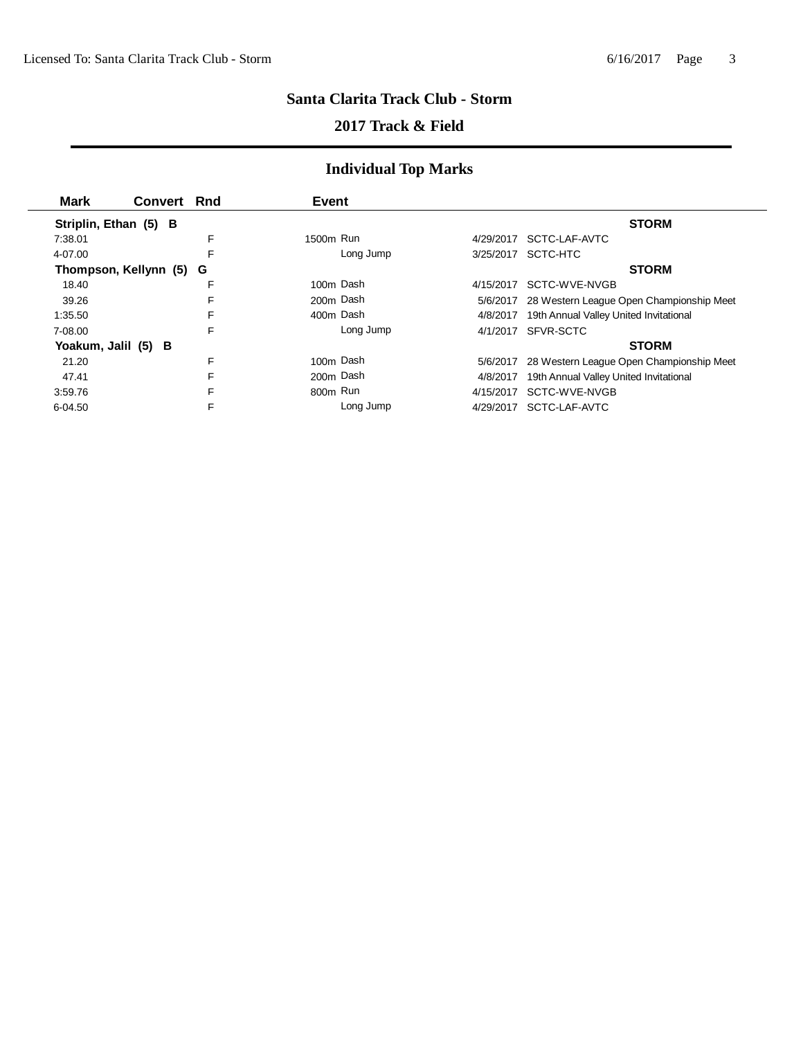## Santa Clarita Track Club - Storm

## 2017 Track & Field

### Individual Top Marks

| Mark | Convert | Rnd | Event | Date | Meet |
| --- | --- | --- | --- | --- | --- |
| **Striplin, Ethan (5) B** | | | | | **STORM** |
| 7:38.01 | | F | 1500m Run | 4/29/2017 | SCTC-LAF-AVTC |
| 4-07.00 | | F | Long Jump | 3/25/2017 | SCTC-HTC |
| **Thompson, Kellynn (5) G** | | | | | **STORM** |
| 18.40 | | F | 100m Dash | 4/15/2017 | SCTC-WVE-NVGB |
| 39.26 | | F | 200m Dash | 5/6/2017 | 28 Western League Open Championship Meet |
| 1:35.50 | | F | 400m Dash | 4/8/2017 | 19th Annual Valley United Invitational |
| 7-08.00 | | F | Long Jump | 4/1/2017 | SFVR-SCTC |
| **Yoakum, Jalil (5) B** | | | | | **STORM** |
| 21.20 | | F | 100m Dash | 5/6/2017 | 28 Western League Open Championship Meet |
| 47.41 | | F | 200m Dash | 4/8/2017 | 19th Annual Valley United Invitational |
| 3:59.76 | | F | 800m Run | 4/15/2017 | SCTC-WVE-NVGB |
| 6-04.50 | | F | Long Jump | 4/29/2017 | SCTC-LAF-AVTC |